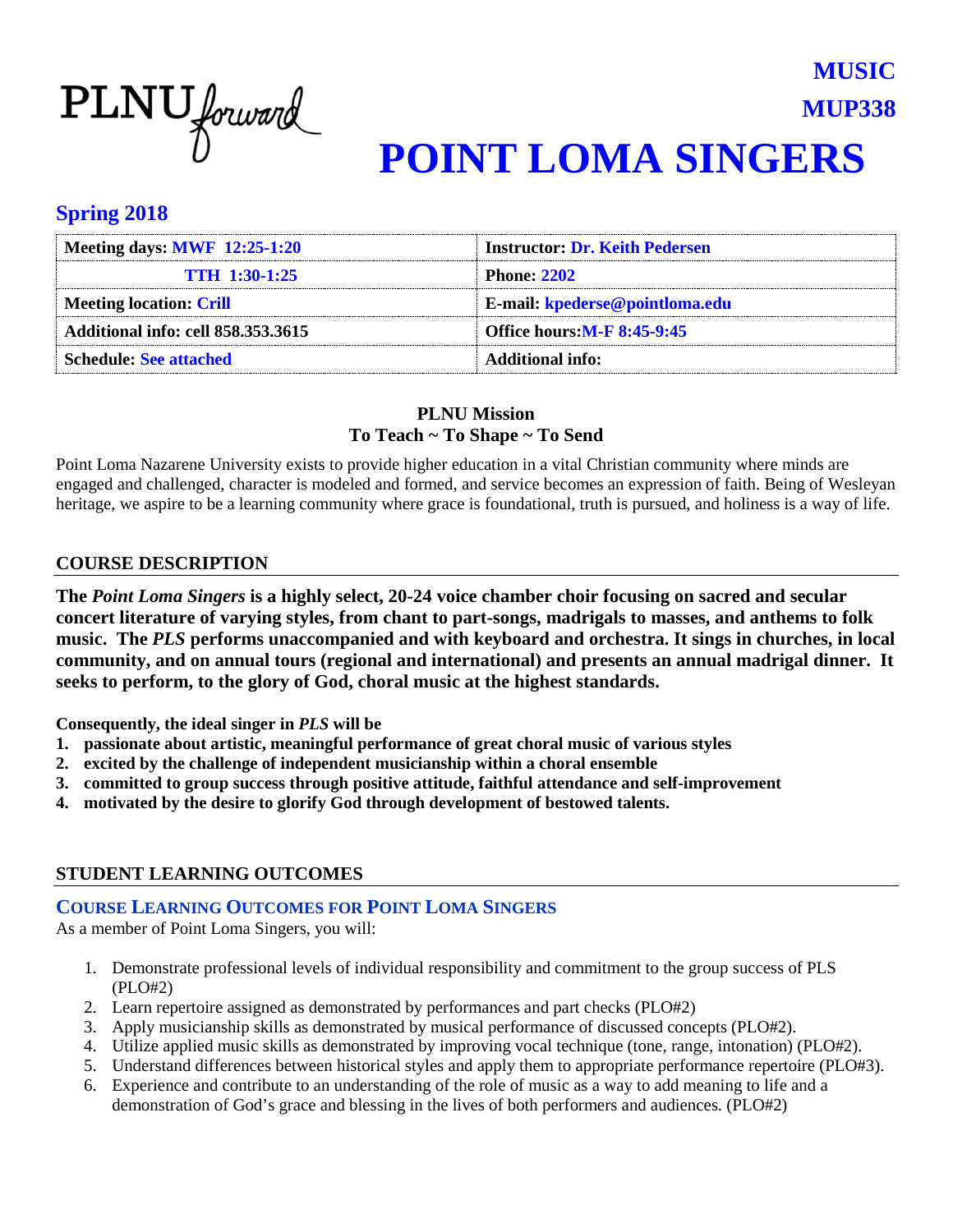PLNU forward

MUSIC

MUP338

# POINT LOMA SINGERS

## Spring 2018

| Meeting days: MWF 12:25-1:20 | Instructor: Dr. Keith Pedersen |
|---|---|
| TTH 1:30-1:25 | Phone: 2202 |
| Meeting location: Crill | E-mail: kpederse@pointloma.edu |
| Additional info: cell 858.353.3615 | Office hours:M-F 8:45-9:45 |
| Schedule: See attached | Additional info: |

**PLNU Mission**
**To Teach ~ To Shape ~ To Send**

Point Loma Nazarene University exists to provide higher education in a vital Christian community where minds are engaged and challenged, character is modeled and formed, and service becomes an expression of faith. Being of Wesleyan heritage, we aspire to be a learning community where grace is foundational, truth is pursued, and holiness is a way of life.

## COURSE DESCRIPTION

**The *Point Loma Singers* is a highly select, 20-24 voice chamber choir focusing on sacred and secular concert literature of varying styles, from chant to part-songs, madrigals to masses, and anthems to folk music. The *PLS* performs unaccompanied and with keyboard and orchestra. It sings in churches, in local community, and on annual tours (regional and international) and presents an annual madrigal dinner. It seeks to perform, to the glory of God, choral music at the highest standards.**

**Consequently, the ideal singer in *PLS* will be**

1. **passionate about artistic, meaningful performance of great choral music of various styles**
2. **excited by the challenge of independent musicianship within a choral ensemble**
3. **committed to group success through positive attitude, faithful attendance and self-improvement**
4. **motivated by the desire to glorify God through development of bestowed talents.**

## STUDENT LEARNING OUTCOMES

### COURSE LEARNING OUTCOMES FOR POINT LOMA SINGERS

As a member of Point Loma Singers, you will:

1. Demonstrate professional levels of individual responsibility and commitment to the group success of PLS (PLO#2)
2. Learn repertoire assigned as demonstrated by performances and part checks (PLO#2)
3. Apply musicianship skills as demonstrated by musical performance of discussed concepts (PLO#2).
4. Utilize applied music skills as demonstrated by improving vocal technique (tone, range, intonation) (PLO#2).
5. Understand differences between historical styles and apply them to appropriate performance repertoire (PLO#3).
6. Experience and contribute to an understanding of the role of music as a way to add meaning to life and a demonstration of God's grace and blessing in the lives of both performers and audiences. (PLO#2)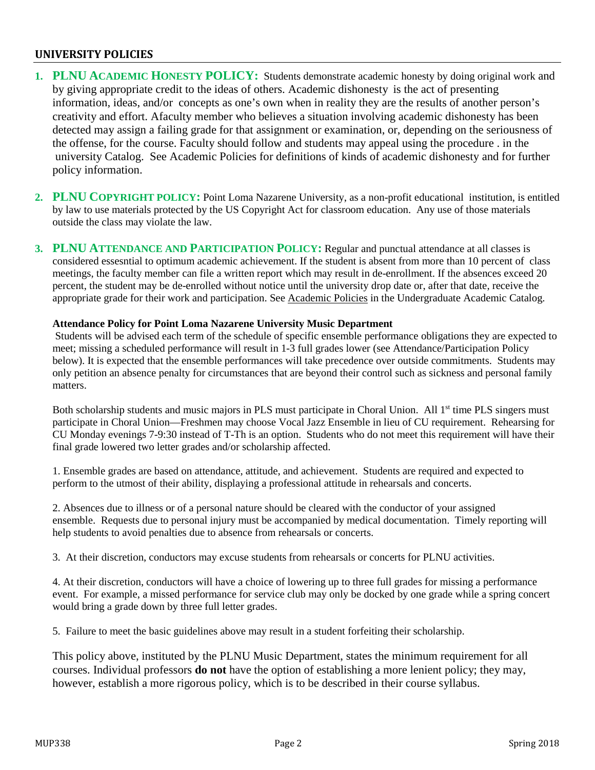## UNIVERSITY POLICIES

1. **PLNU ACADEMIC HONESTY POLICY:** Students demonstrate academic honesty by doing original work and by giving appropriate credit to the ideas of others. Academic dishonesty is the act of presenting information, ideas, and/or concepts as one's own when in reality they are the results of another person's creativity and effort. Afaculty member who believes a situation involving academic dishonesty has been detected may assign a failing grade for that assignment or examination, or, depending on the seriousness of the offense, for the course. Faculty should follow and students may appeal using the procedure . in the university Catalog. See Academic Policies for definitions of kinds of academic dishonesty and for further policy information.

2. **PLNU COPYRIGHT POLICY:** Point Loma Nazarene University, as a non-profit educational institution, is entitled by law to use materials protected by the US Copyright Act for classroom education. Any use of those materials outside the class may violate the law.

3. **PLNU ATTENDANCE AND PARTICIPATION POLICY:** Regular and punctual attendance at all classes is considered essesntial to optimum academic achievement. If the student is absent from more than 10 percent of class meetings, the faculty member can file a written report which may result in de-enrollment. If the absences exceed 20 percent, the student may be de-enrolled without notice until the university drop date or, after that date, receive the appropriate grade for their work and participation. See Academic Policies in the Undergraduate Academic Catalog.

   **Attendance Policy for Point Loma Nazarene University Music Department**
   
   Students will be advised each term of the schedule of specific ensemble performance obligations they are expected to meet; missing a scheduled performance will result in 1-3 full grades lower (see Attendance/Participation Policy below). It is expected that the ensemble performances will take precedence over outside commitments. Students may only petition an absence penalty for circumstances that are beyond their control such as sickness and personal family matters.

   Both scholarship students and music majors in PLS must participate in Choral Union. All 1st time PLS singers must participate in Choral Union—Freshmen may choose Vocal Jazz Ensemble in lieu of CU requirement. Rehearsing for CU Monday evenings 7-9:30 instead of T-Th is an option. Students who do not meet this requirement will have their final grade lowered two letter grades and/or scholarship affected.

   1. Ensemble grades are based on attendance, attitude, and achievement. Students are required and expected to perform to the utmost of their ability, displaying a professional attitude in rehearsals and concerts.

   2. Absences due to illness or of a personal nature should be cleared with the conductor of your assigned ensemble. Requests due to personal injury must be accompanied by medical documentation. Timely reporting will help students to avoid penalties due to absence from rehearsals or concerts.

   3. At their discretion, conductors may excuse students from rehearsals or concerts for PLNU activities.

   4. At their discretion, conductors will have a choice of lowering up to three full grades for missing a performance event. For example, a missed performance for service club may only be docked by one grade while a spring concert would bring a grade down by three full letter grades.

   5. Failure to meet the basic guidelines above may result in a student forfeiting their scholarship.

   This policy above, instituted by the PLNU Music Department, states the minimum requirement for all courses. Individual professors **do not** have the option of establishing a more lenient policy; they may, however, establish a more rigorous policy, which is to be described in their course syllabus.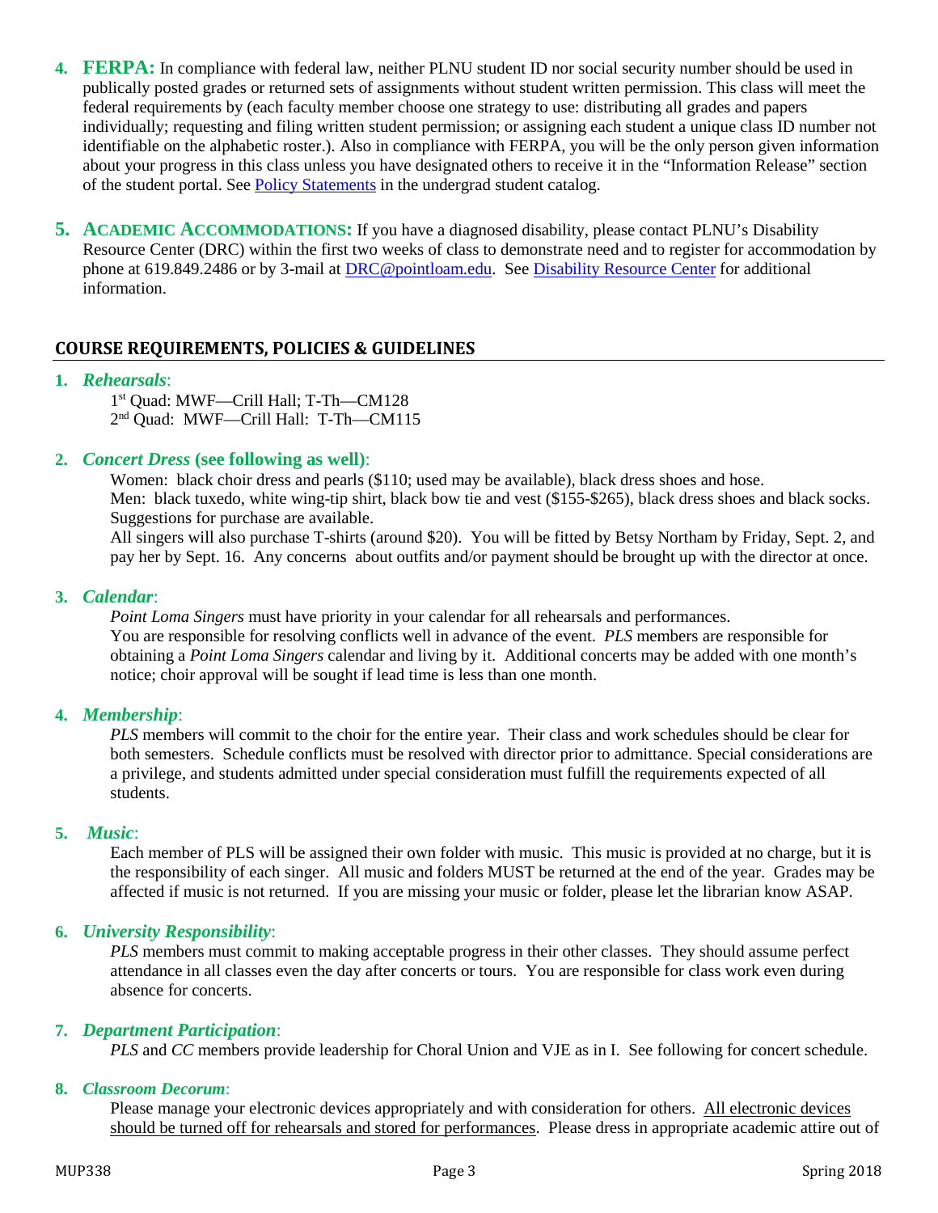4. **FERPA:** In compliance with federal law, neither PLNU student ID nor social security number should be used in publically posted grades or returned sets of assignments without student written permission. This class will meet the federal requirements by (each faculty member choose one strategy to use: distributing all grades and papers individually; requesting and filing written student permission; or assigning each student a unique class ID number not identifiable on the alphabetic roster.). Also in compliance with FERPA, you will be the only person given information about your progress in this class unless you have designated others to receive it in the "Information Release" section of the student portal. See Policy Statements in the undergrad student catalog.

5. **ACADEMIC ACCOMMODATIONS:** If you have a diagnosed disability, please contact PLNU's Disability Resource Center (DRC) within the first two weeks of class to demonstrate need and to register for accommodation by phone at 619.849.2486 or by 3-mail at DRC@pointloam.edu. See Disability Resource Center for additional information.

## COURSE REQUIREMENTS, POLICIES & GUIDELINES

1. ***Rehearsals***:
   1st Quad: MWF—Crill Hall; T-Th—CM128
   2nd Quad: MWF—Crill Hall: T-Th—CM115

2. ***Concert Dress* (see following as well)**:
   Women: black choir dress and pearls ($110; used may be available), black dress shoes and hose.
   Men: black tuxedo, white wing-tip shirt, black bow tie and vest ($155-$265), black dress shoes and black socks. Suggestions for purchase are available.
   All singers will also purchase T-shirts (around $20). You will be fitted by Betsy Northam by Friday, Sept. 2, and pay her by Sept. 16. Any concerns about outfits and/or payment should be brought up with the director at once.

3. ***Calendar***:
   *Point Loma Singers* must have priority in your calendar for all rehearsals and performances.
   You are responsible for resolving conflicts well in advance of the event. *PLS* members are responsible for obtaining a *Point Loma Singers* calendar and living by it. Additional concerts may be added with one month's notice; choir approval will be sought if lead time is less than one month.

4. ***Membership***:
   *PLS* members will commit to the choir for the entire year. Their class and work schedules should be clear for both semesters. Schedule conflicts must be resolved with director prior to admittance. Special considerations are a privilege, and students admitted under special consideration must fulfill the requirements expected of all students.

5. ***Music***:
   Each member of PLS will be assigned their own folder with music. This music is provided at no charge, but it is the responsibility of each singer. All music and folders MUST be returned at the end of the year. Grades may be affected if music is not returned. If you are missing your music or folder, please let the librarian know ASAP.

6. ***University Responsibility***:
   *PLS* members must commit to making acceptable progress in their other classes. They should assume perfect attendance in all classes even the day after concerts or tours. You are responsible for class work even during absence for concerts.

7. ***Department Participation***:
   *PLS* and *CC* members provide leadership for Choral Union and VJE as in I. See following for concert schedule.

8. ***Classroom Decorum***:
   Please manage your electronic devices appropriately and with consideration for others. <u>All electronic devices should be turned off for rehearsals and stored for performances</u>. Please dress in appropriate academic attire out of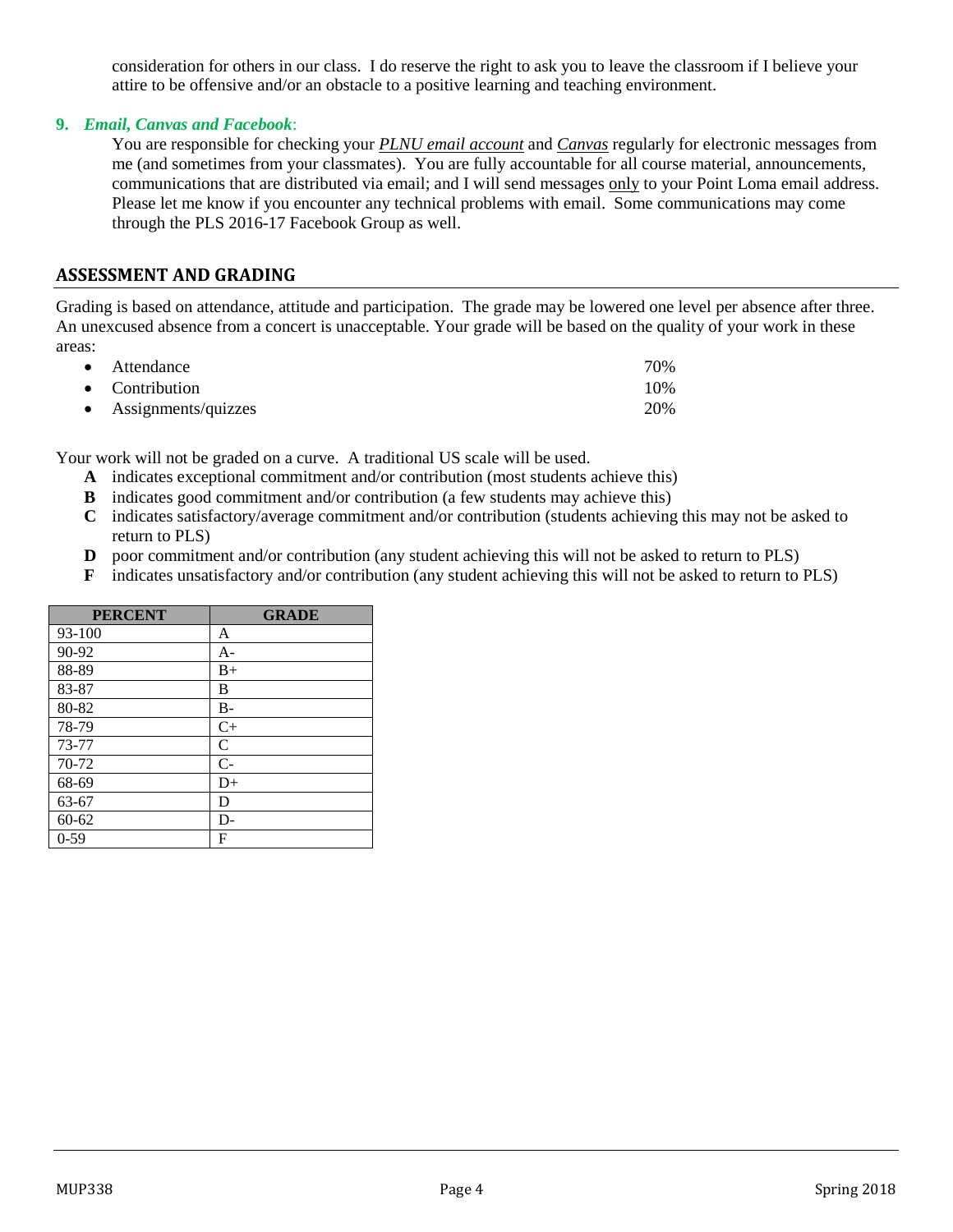consideration for others in our class. I do reserve the right to ask you to leave the classroom if I believe your attire to be offensive and/or an obstacle to a positive learning and teaching environment.

**9.** ***Email, Canvas and Facebook*:**

You are responsible for checking your *PLNU email account* and *Canvas* regularly for electronic messages from me (and sometimes from your classmates). You are fully accountable for all course material, announcements, communications that are distributed via email; and I will send messages only to your Point Loma email address. Please let me know if you encounter any technical problems with email. Some communications may come through the PLS 2016-17 Facebook Group as well.

## ASSESSMENT AND GRADING

Grading is based on attendance, attitude and participation. The grade may be lowered one level per absence after three. An unexcused absence from a concert is unacceptable. Your grade will be based on the quality of your work in these areas:

- Attendance 70%
- Contribution 10%
- Assignments/quizzes 20%

Your work will not be graded on a curve. A traditional US scale will be used.

- **A** indicates exceptional commitment and/or contribution (most students achieve this)
- **B** indicates good commitment and/or contribution (a few students may achieve this)
- **C** indicates satisfactory/average commitment and/or contribution (students achieving this may not be asked to return to PLS)
- **D** poor commitment and/or contribution (any student achieving this will not be asked to return to PLS)
- **F** indicates unsatisfactory and/or contribution (any student achieving this will not be asked to return to PLS)

| PERCENT | GRADE |
|---|---|
| 93-100 | A |
| 90-92 | A- |
| 88-89 | B+ |
| 83-87 | B |
| 80-82 | B- |
| 78-79 | C+ |
| 73-77 | C |
| 70-72 | C- |
| 68-69 | D+ |
| 63-67 | D |
| 60-62 | D- |
| 0-59 | F |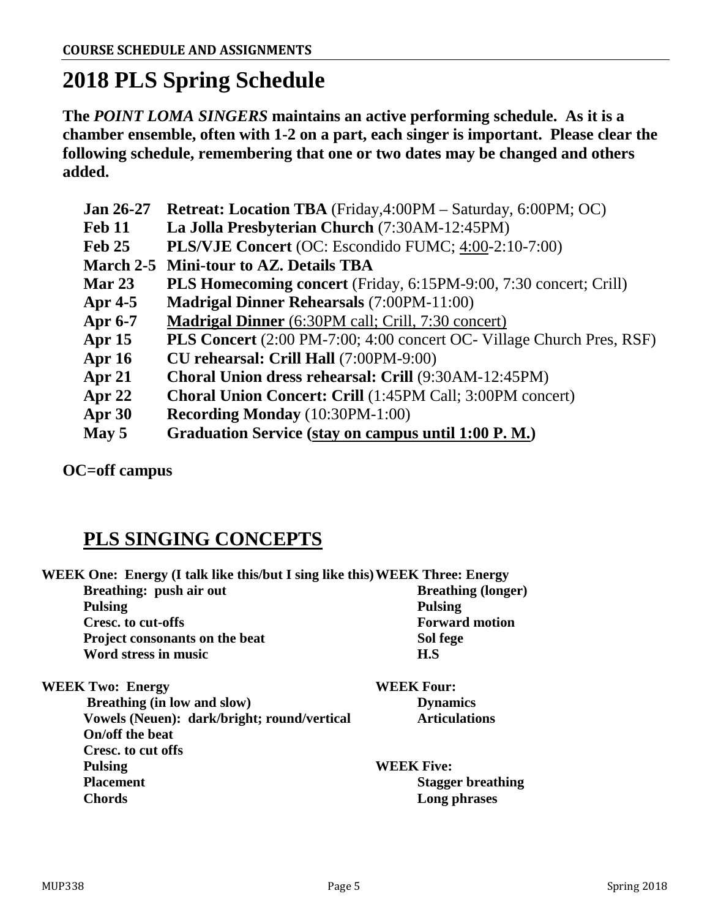**COURSE SCHEDULE AND ASSIGNMENTS**

# 2018 PLS Spring Schedule

**The *POINT LOMA SINGERS* maintains an active performing schedule. As it is a chamber ensemble, often with 1-2 on a part, each singer is important. Please clear the following schedule, remembering that one or two dates may be changed and others added.**

| | |
|---|---|
| **Jan 26-27** | **Retreat: Location TBA** (Friday,4:00PM – Saturday, 6:00PM; OC) |
| **Feb 11** | **La Jolla Presbyterian Church** (7:30AM-12:45PM) |
| **Feb 25** | **PLS/VJE Concert** (OC: Escondido FUMC; 4:00-2:10-7:00) |
| **March 2-5** | **Mini-tour to AZ. Details TBA** |
| **Mar 23** | **PLS Homecoming concert** (Friday, 6:15PM-9:00, 7:30 concert; Crill) |
| **Apr 4-5** | **Madrigal Dinner Rehearsals** (7:00PM-11:00) |
| **Apr 6-7** | **Madrigal Dinner** (6:30PM call; Crill, 7:30 concert) |
| **Apr 15** | **PLS Concert** (2:00 PM-7:00; 4:00 concert OC- Village Church Pres, RSF) |
| **Apr 16** | **CU rehearsal: Crill Hall** (7:00PM-9:00) |
| **Apr 21** | **Choral Union dress rehearsal: Crill** (9:30AM-12:45PM) |
| **Apr 22** | **Choral Union Concert: Crill** (1:45PM Call; 3:00PM concert) |
| **Apr 30** | **Recording Monday** (10:30PM-1:00) |
| **May 5** | **Graduation Service (stay on campus until 1:00 P. M.)** |

**OC=off campus**

## PLS SINGING CONCEPTS

**WEEK One: Energy (I talk like this/but I sing like this)**
- **Breathing: push air out**
- **Pulsing**
- **Cresc. to cut-offs**
- **Project consonants on the beat**
- **Word stress in music**

**WEEK Two: Energy**
- **Breathing (in low and slow)**
- **Vowels (Neuen): dark/bright; round/vertical**
- **On/off the beat**
- **Cresc. to cut offs**
- **Pulsing**
- **Placement**
- **Chords**

**WEEK Three: Energy**
- **Breathing (longer)**
- **Pulsing**
- **Forward motion**
- **Sol fege**
- **H.S**

**WEEK Four:**
- **Dynamics**
- **Articulations**

**WEEK Five:**
- **Stagger breathing**
- **Long phrases**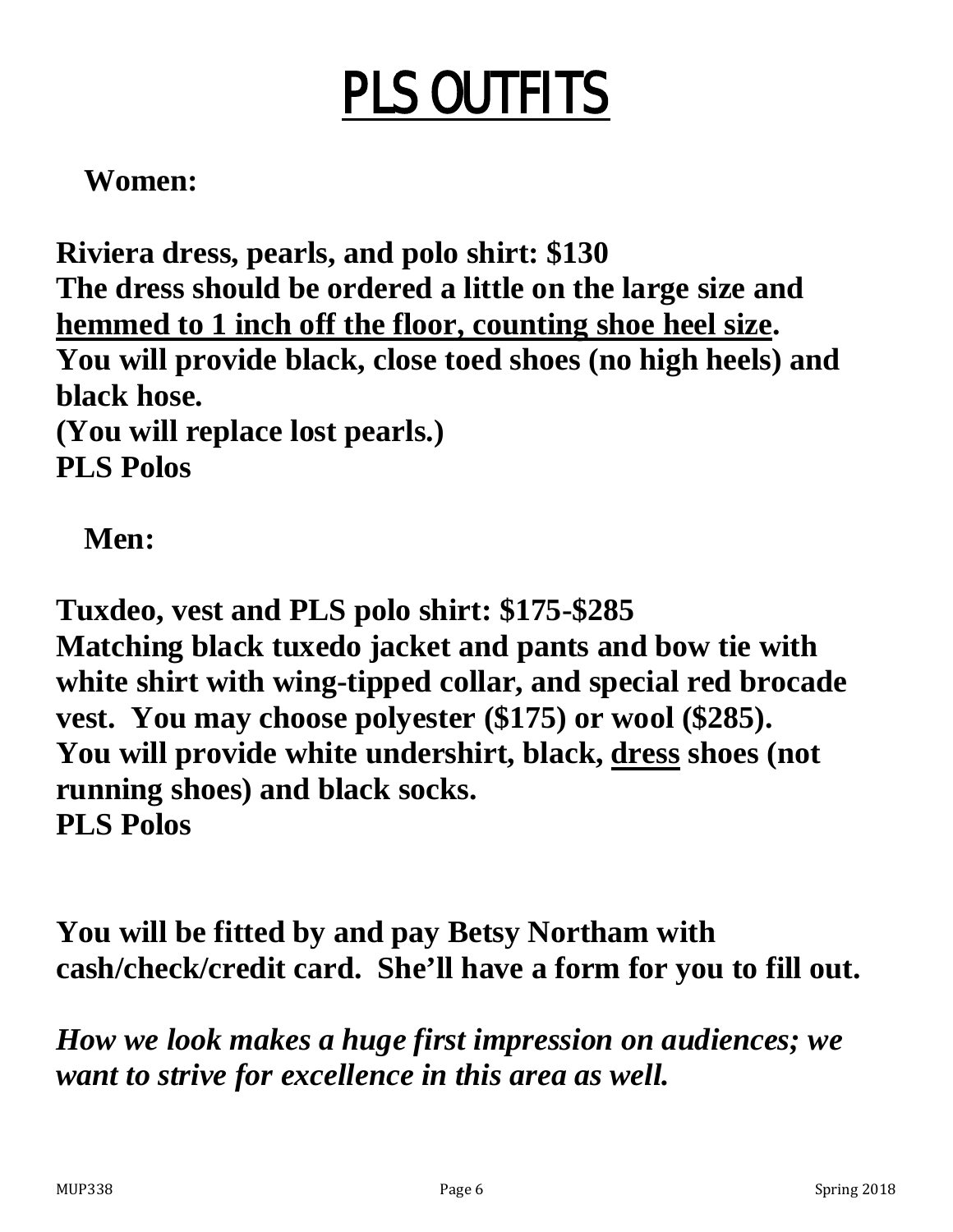# PLS OUTFITS

**Women:**

**Riviera dress, pearls, and polo shirt: $130**
**The dress should be ordered a little on the large size and <u>hemmed to 1 inch off the floor, counting shoe heel size</u>.**
**You will provide black, close toed shoes (no high heels) and black hose.**
**(You will replace lost pearls.)**
**PLS Polos**

**Men:**

**Tuxdeo, vest and PLS polo shirt: $175-$285**
**Matching black tuxedo jacket and pants and bow tie with white shirt with wing-tipped collar, and special red brocade vest. You may choose polyester ($175) or wool ($285).**
**You will provide white undershirt, black, <u>dress</u> shoes (not running shoes) and black socks.**
**PLS Polos**

**You will be fitted by and pay Betsy Northam with cash/check/credit card. She'll have a form for you to fill out.**

***How we look makes a huge first impression on audiences; we want to strive for excellence in this area as well.***